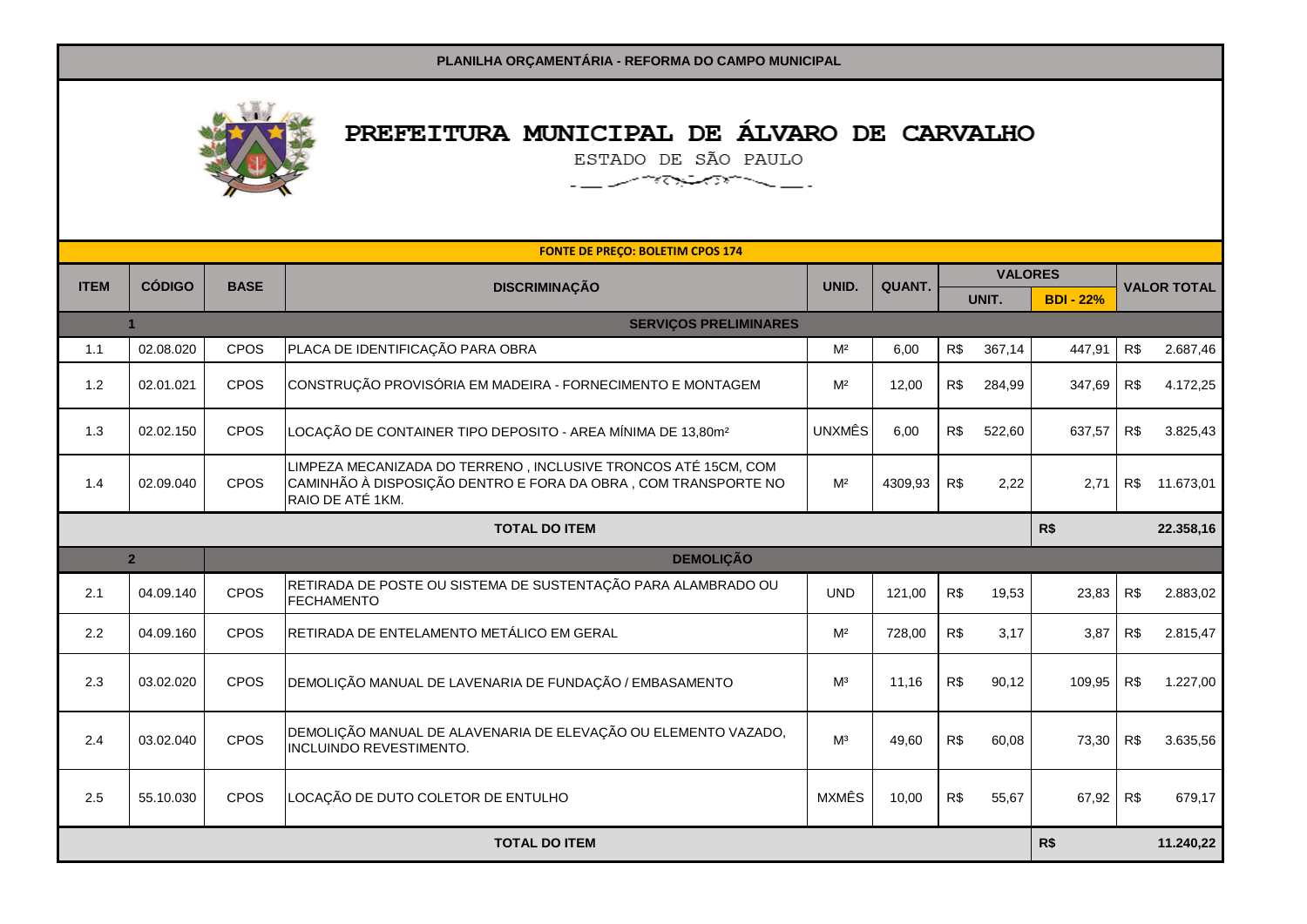PLANILHA ORÇAMENTÁRIA - REFORMA DO CAMPO MUNICIPAL

# PREFEITURA MUNICIPAL DE ÁLVARO DE CARVALHO

ESTADO DE SÃO PAULO

**FONTE DE PREÇO: BOLETIM CPOS 174**

| ITEM | CÓDIGO | BASE | DISCRIMINAÇÃO | UNID. | QUANT. | VALORES | | | VALOR TOTAL | |
|---|---|---|---|---|---|---|---|---|---|---|
| | | | | | | UNIT. | | BDI - 22% | | |
| 1 | | | **SERVIÇOS PRELIMINARES** | | | | | | | |
| 1.1 | 02.08.020 | CPOS | PLACA DE IDENTIFICAÇÃO PARA OBRA | M² | 6,00 | R$ | 367,14 | 447,91 | R$ | 2.687,46 |
| 1.2 | 02.01.021 | CPOS | CONSTRUÇÃO PROVISÓRIA EM MADEIRA - FORNECIMENTO E MONTAGEM | M² | 12,00 | R$ | 284,99 | 347,69 | R$ | 4.172,25 |
| 1.3 | 02.02.150 | CPOS | LOCAÇÃO DE CONTAINER TIPO DEPOSITO - AREA MÍNIMA DE 13,80m² | UNXMÊS | 6,00 | R$ | 522,60 | 637,57 | R$ | 3.825,43 |
| 1.4 | 02.09.040 | CPOS | LIMPEZA MECANIZADA DO TERRENO , INCLUSIVE TRONCOS ATÉ 15CM, COM CAMINHÃO À DISPOSIÇÃO DENTRO E FORA DA OBRA , COM TRANSPORTE NO RAIO DE ATÉ 1KM. | M² | 4309,93 | R$ | 2,22 | 2,71 | R$ | 11.673,01 |
| | | | **TOTAL DO ITEM** | | | | | R$ | | **22.358,16** |
| 2 | | | **DEMOLIÇÃO** | | | | | | | |
| 2.1 | 04.09.140 | CPOS | RETIRADA DE POSTE OU SISTEMA DE SUSTENTAÇÃO PARA ALAMBRADO OU FECHAMENTO | UND | 121,00 | R$ | 19,53 | 23,83 | R$ | 2.883,02 |
| 2.2 | 04.09.160 | CPOS | RETIRADA DE ENTELAMENTO METÁLICO EM GERAL | M² | 728,00 | R$ | 3,17 | 3,87 | R$ | 2.815,47 |
| 2.3 | 03.02.020 | CPOS | DEMOLIÇÃO MANUAL DE LAVENARIA DE FUNDAÇÃO / EMBASAMENTO | M³ | 11,16 | R$ | 90,12 | 109,95 | R$ | 1.227,00 |
| 2.4 | 03.02.040 | CPOS | DEMOLIÇÃO MANUAL DE ALAVENARIA DE ELEVAÇÃO OU ELEMENTO VAZADO, INCLUINDO REVESTIMENTO. | M³ | 49,60 | R$ | 60,08 | 73,30 | R$ | 3.635,56 |
| 2.5 | 55.10.030 | CPOS | LOCAÇÃO DE DUTO COLETOR DE ENTULHO | MXMÊS | 10,00 | R$ | 55,67 | 67,92 | R$ | 679,17 |
| | | | **TOTAL DO ITEM** | | | | | R$ | | **11.240,22** |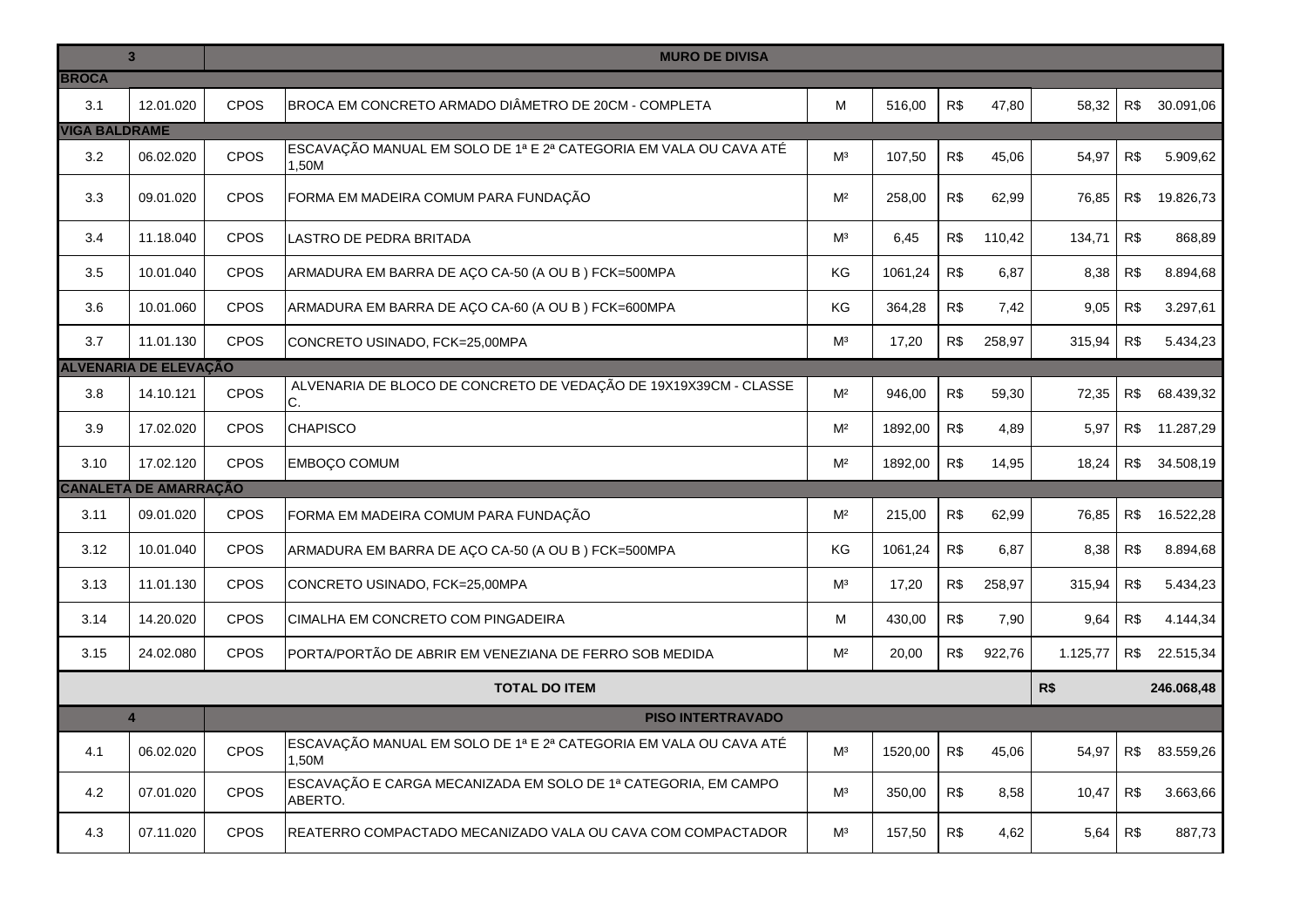| 3 | | | MURO DE DIVISA | | | | | | | |
|---|---|---|---|---|---|---|---|---|---|---|
| **BROCA** | | | | | | | | | | |
| 3.1 | 12.01.020 | CPOS | BROCA EM CONCRETO ARMADO DIÂMETRO DE 20CM - COMPLETA | M | 516,00 | R$ | 47,80 | 58,32 | R$ | 30.091,06 |
| **VIGA BALDRAME** | | | | | | | | | | |
| 3.2 | 06.02.020 | CPOS | ESCAVAÇÃO MANUAL EM SOLO DE 1ª E 2ª CATEGORIA EM VALA OU CAVA ATÉ 1,50M | M³ | 107,50 | R$ | 45,06 | 54,97 | R$ | 5.909,62 |
| 3.3 | 09.01.020 | CPOS | FORMA EM MADEIRA COMUM PARA FUNDAÇÃO | M² | 258,00 | R$ | 62,99 | 76,85 | R$ | 19.826,73 |
| 3.4 | 11.18.040 | CPOS | LASTRO DE PEDRA BRITADA | M³ | 6,45 | R$ | 110,42 | 134,71 | R$ | 868,89 |
| 3.5 | 10.01.040 | CPOS | ARMADURA EM BARRA DE AÇO CA-50 (A OU B ) FCK=500MPA | KG | 1061,24 | R$ | 6,87 | 8,38 | R$ | 8.894,68 |
| 3.6 | 10.01.060 | CPOS | ARMADURA EM BARRA DE AÇO CA-60 (A OU B ) FCK=600MPA | KG | 364,28 | R$ | 7,42 | 9,05 | R$ | 3.297,61 |
| 3.7 | 11.01.130 | CPOS | CONCRETO USINADO, FCK=25,00MPA | M³ | 17,20 | R$ | 258,97 | 315,94 | R$ | 5.434,23 |
| **ALVENARIA DE ELEVAÇÃO** | | | | | | | | | | |
| 3.8 | 14.10.121 | CPOS | ALVENARIA DE BLOCO DE CONCRETO DE VEDAÇÃO DE 19X19X39CM - CLASSE C. | M² | 946,00 | R$ | 59,30 | 72,35 | R$ | 68.439,32 |
| 3.9 | 17.02.020 | CPOS | CHAPISCO | M² | 1892,00 | R$ | 4,89 | 5,97 | R$ | 11.287,29 |
| 3.10 | 17.02.120 | CPOS | EMBOÇO COMUM | M² | 1892,00 | R$ | 14,95 | 18,24 | R$ | 34.508,19 |
| **CANALETA DE AMARRAÇÃO** | | | | | | | | | | |
| 3.11 | 09.01.020 | CPOS | FORMA EM MADEIRA COMUM PARA FUNDAÇÃO | M² | 215,00 | R$ | 62,99 | 76,85 | R$ | 16.522,28 |
| 3.12 | 10.01.040 | CPOS | ARMADURA EM BARRA DE AÇO CA-50 (A OU B ) FCK=500MPA | KG | 1061,24 | R$ | 6,87 | 8,38 | R$ | 8.894,68 |
| 3.13 | 11.01.130 | CPOS | CONCRETO USINADO, FCK=25,00MPA | M³ | 17,20 | R$ | 258,97 | 315,94 | R$ | 5.434,23 |
| 3.14 | 14.20.020 | CPOS | CIMALHA EM CONCRETO COM PINGADEIRA | M | 430,00 | R$ | 7,90 | 9,64 | R$ | 4.144,34 |
| 3.15 | 24.02.080 | CPOS | PORTA/PORTÃO DE ABRIR EM VENEZIANA DE FERRO SOB MEDIDA | M² | 20,00 | R$ | 922,76 | 1.125,77 | R$ | 22.515,34 |
| | | | **TOTAL DO ITEM** | | | | | R$ | | **246.068,48** |
| **4** | | | **PISO INTERTRAVADO** | | | | | | | |
| 4.1 | 06.02.020 | CPOS | ESCAVAÇÃO MANUAL EM SOLO DE 1ª E 2ª CATEGORIA EM VALA OU CAVA ATÉ 1,50M | M³ | 1520,00 | R$ | 45,06 | 54,97 | R$ | 83.559,26 |
| 4.2 | 07.01.020 | CPOS | ESCAVAÇÃO E CARGA MECANIZADA EM SOLO DE 1ª CATEGORIA, EM CAMPO ABERTO. | M³ | 350,00 | R$ | 8,58 | 10,47 | R$ | 3.663,66 |
| 4.3 | 07.11.020 | CPOS | REATERRO COMPACTADO MECANIZADO VALA OU CAVA COM COMPACTADOR | M³ | 157,50 | R$ | 4,62 | 5,64 | R$ | 887,73 |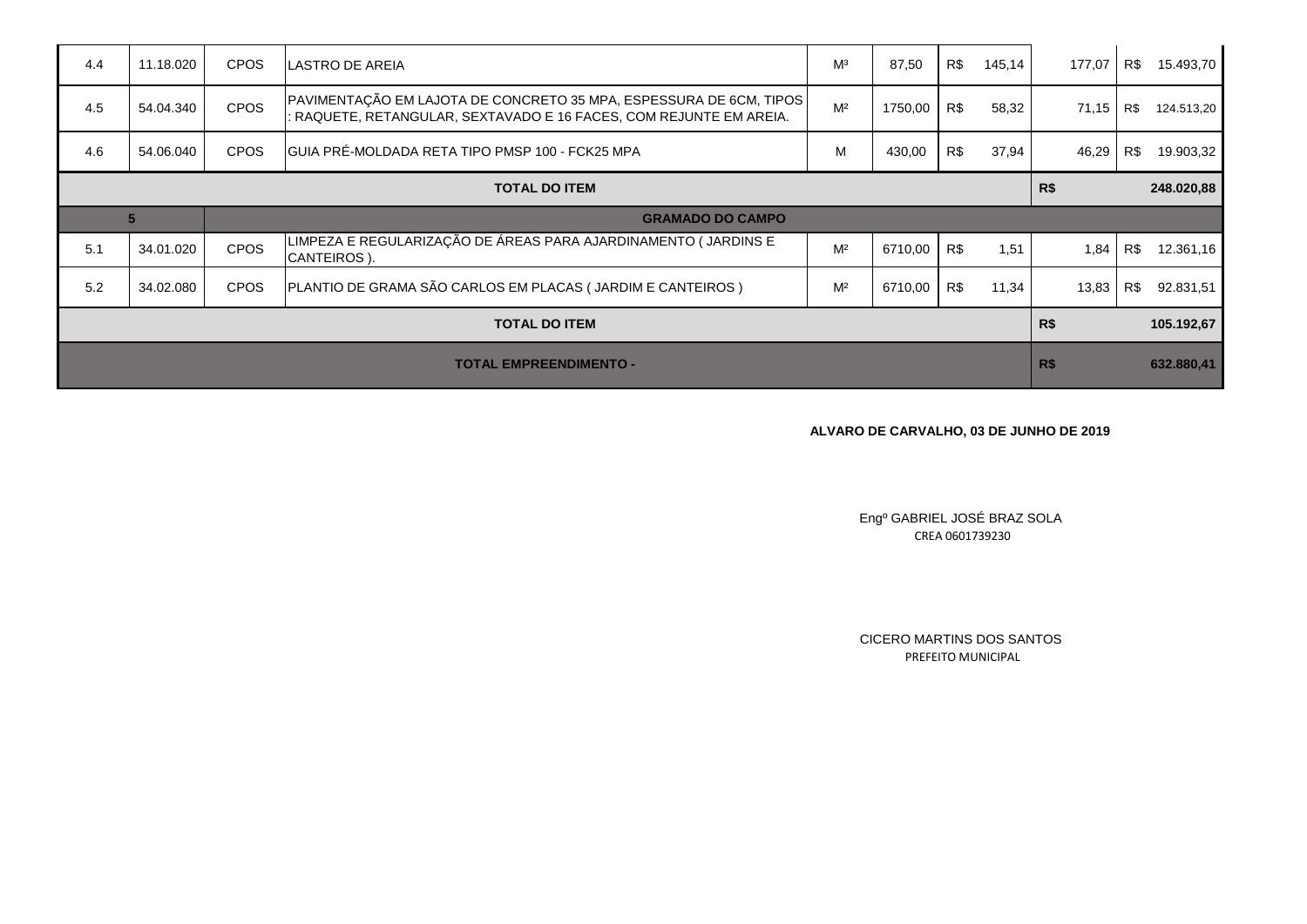| | | | | | | | | | | |
|---|---|---|---|---|---|---|---|---|---|---|
| 4.4 | 11.18.020 | CPOS | LASTRO DE AREIA | M³ | 87,50 | R$ | 145,14 | 177,07 | R$ | 15.493,70 |
| 4.5 | 54.04.340 | CPOS | PAVIMENTAÇÃO EM LAJOTA DE CONCRETO 35 MPA, ESPESSURA DE 6CM, TIPOS : RAQUETE, RETANGULAR, SEXTAVADO E 16 FACES, COM REJUNTE EM AREIA. | M² | 1750,00 | R$ | 58,32 | 71,15 | R$ | 124.513,20 |
| 4.6 | 54.06.040 | CPOS | GUIA PRÉ-MOLDADA RETA TIPO PMSP 100 - FCK25 MPA | M | 430,00 | R$ | 37,94 | 46,29 | R$ | 19.903,32 |
| **TOTAL DO ITEM** | | | | | | | | **R$** | | **248.020,88** |
| **5** | | **GRAMADO DO CAMPO** | | | | | | | | |
| 5.1 | 34.01.020 | CPOS | LIMPEZA E REGULARIZAÇÃO DE ÁREAS PARA AJARDINAMENTO ( JARDINS E CANTEIROS ). | M² | 6710,00 | R$ | 1,51 | 1,84 | R$ | 12.361,16 |
| 5.2 | 34.02.080 | CPOS | PLANTIO DE GRAMA SÃO CARLOS EM PLACAS ( JARDIM E CANTEIROS ) | M² | 6710,00 | R$ | 11,34 | 13,83 | R$ | 92.831,51 |
| **TOTAL DO ITEM** | | | | | | | | **R$** | | **105.192,67** |
| **TOTAL EMPREENDIMENTO -** | | | | | | | | **R$** | | **632.880,41** |

**ALVARO DE CARVALHO, 03 DE JUNHO DE 2019**

Engº GABRIEL JOSÉ BRAZ SOLA
CREA 0601739230

CICERO MARTINS DOS SANTOS
PREFEITO MUNICIPAL